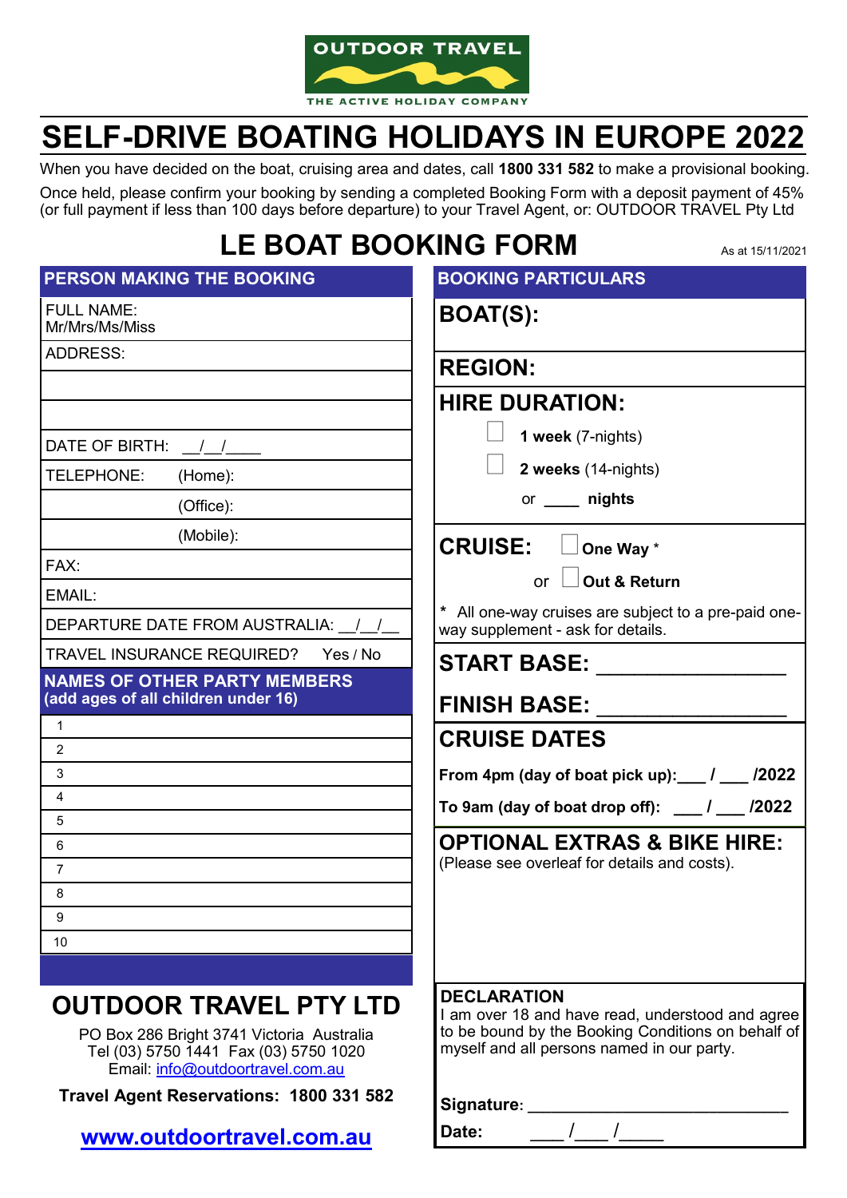OUTDOOR TRAVEL

THE ACTIVE HOLIDAY COMPANY

# SELF-DRIVE BOATING HOLIDAYS IN EUROPE 2022

When you have decided on the boat, cruising area and dates, call **1800 331 582** to make a provisional booking.

Once held, please confirm your booking by sending a completed Booking Form with a deposit payment of 45% (or full payment if less than 100 days before departure) to your Travel Agent, or: OUTDOOR TRAVEL Pty Ltd

## LE BOAT BOOKING FORM

As at 15/11/2021

### PERSON MAKING THE BOOKING

| |
|---|
| FULL NAME: Mr/Mrs/Ms/Miss |
| ADDRESS: |
| |
| |
| DATE OF BIRTH: __/__/____ |
| TELEPHONE: (Home): |
| (Office): |
| (Mobile): |
| FAX: |
| EMAIL: |
| DEPARTURE DATE FROM AUSTRALIA: __/__/__ |
| TRAVEL INSURANCE REQUIRED? Yes / No |

### NAMES OF OTHER PARTY MEMBERS (add ages of all children under 16)

| |
|---|
| 1 |
| 2 |
| 3 |
| 4 |
| 5 |
| 6 |
| 7 |
| 8 |
| 9 |
| 10 |

### BOOKING PARTICULARS

**BOAT(S):**

**REGION:**

**HIRE DURATION:**

- ☐ **1 week** (7-nights)
- ☐ **2 weeks** (14-nights)
- or ____ **nights**

**CRUISE:** ☐ **One Way** * or ☐ **Out & Return**

\* All one-way cruises are subject to a pre-paid one-way supplement - ask for details.

**START BASE:** ________________

**FINISH BASE:** ________________

**CRUISE DATES**

**From 4pm (day of boat pick up):___ / ___ /2022**

**To 9am (day of boat drop off): ___ / ___ /2022**

**OPTIONAL EXTRAS & BIKE HIRE:**

(Please see overleaf for details and costs).

**DECLARATION**

I am over 18 and have read, understood and agree to be bound by the Booking Conditions on behalf of myself and all persons named in our party.

**Signature:** ____________________________

**Date:** ____ /____ /_____

## OUTDOOR TRAVEL PTY LTD

PO Box 286 Bright 3741 Victoria Australia
Tel (03) 5750 1441 Fax (03) 5750 1020
Email: info@outdoortravel.com.au

**Travel Agent Reservations: 1800 331 582**

**www.outdoortravel.com.au**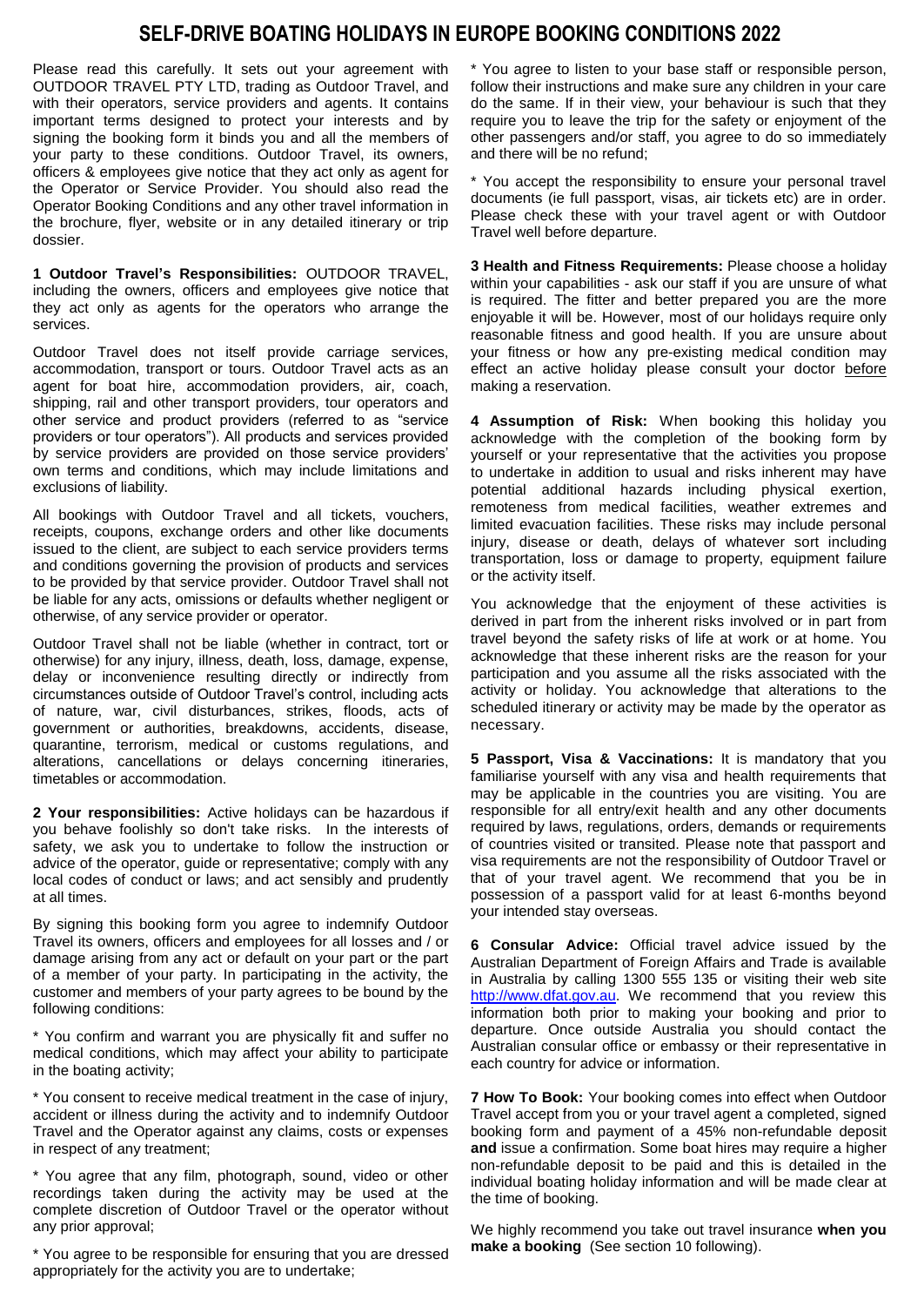# SELF-DRIVE BOATING HOLIDAYS IN EUROPE BOOKING CONDITIONS 2022

Please read this carefully. It sets out your agreement with OUTDOOR TRAVEL PTY LTD, trading as Outdoor Travel, and with their operators, service providers and agents. It contains important terms designed to protect your interests and by signing the booking form it binds you and all the members of your party to these conditions. Outdoor Travel, its owners, officers & employees give notice that they act only as agent for the Operator or Service Provider. You should also read the Operator Booking Conditions and any other travel information in the brochure, flyer, website or in any detailed itinerary or trip dossier.

**1 Outdoor Travel's Responsibilities:** OUTDOOR TRAVEL, including the owners, officers and employees give notice that they act only as agents for the operators who arrange the services.

Outdoor Travel does not itself provide carriage services, accommodation, transport or tours. Outdoor Travel acts as an agent for boat hire, accommodation providers, air, coach, shipping, rail and other transport providers, tour operators and other service and product providers (referred to as "service providers or tour operators"). All products and services provided by service providers are provided on those service providers' own terms and conditions, which may include limitations and exclusions of liability.

All bookings with Outdoor Travel and all tickets, vouchers, receipts, coupons, exchange orders and other like documents issued to the client, are subject to each service providers terms and conditions governing the provision of products and services to be provided by that service provider. Outdoor Travel shall not be liable for any acts, omissions or defaults whether negligent or otherwise, of any service provider or operator.

Outdoor Travel shall not be liable (whether in contract, tort or otherwise) for any injury, illness, death, loss, damage, expense, delay or inconvenience resulting directly or indirectly from circumstances outside of Outdoor Travel's control, including acts of nature, war, civil disturbances, strikes, floods, acts of government or authorities, breakdowns, accidents, disease, quarantine, terrorism, medical or customs regulations, and alterations, cancellations or delays concerning itineraries, timetables or accommodation.

**2 Your responsibilities:** Active holidays can be hazardous if you behave foolishly so don't take risks. In the interests of safety, we ask you to undertake to follow the instruction or advice of the operator, guide or representative; comply with any local codes of conduct or laws; and act sensibly and prudently at all times.

By signing this booking form you agree to indemnify Outdoor Travel its owners, officers and employees for all losses and / or damage arising from any act or default on your part or the part of a member of your party. In participating in the activity, the customer and members of your party agrees to be bound by the following conditions:

* You confirm and warrant you are physically fit and suffer no medical conditions, which may affect your ability to participate in the boating activity;

* You consent to receive medical treatment in the case of injury, accident or illness during the activity and to indemnify Outdoor Travel and the Operator against any claims, costs or expenses in respect of any treatment;

* You agree that any film, photograph, sound, video or other recordings taken during the activity may be used at the complete discretion of Outdoor Travel or the operator without any prior approval;

* You agree to be responsible for ensuring that you are dressed appropriately for the activity you are to undertake;

* You agree to listen to your base staff or responsible person, follow their instructions and make sure any children in your care do the same. If in their view, your behaviour is such that they require you to leave the trip for the safety or enjoyment of the other passengers and/or staff, you agree to do so immediately and there will be no refund;

* You accept the responsibility to ensure your personal travel documents (ie full passport, visas, air tickets etc) are in order. Please check these with your travel agent or with Outdoor Travel well before departure.

**3 Health and Fitness Requirements:** Please choose a holiday within your capabilities - ask our staff if you are unsure of what is required. The fitter and better prepared you are the more enjoyable it will be. However, most of our holidays require only reasonable fitness and good health. If you are unsure about your fitness or how any pre-existing medical condition may effect an active holiday please consult your doctor <u>before</u> making a reservation.

**4 Assumption of Risk:** When booking this holiday you acknowledge with the completion of the booking form by yourself or your representative that the activities you propose to undertake in addition to usual and risks inherent may have potential additional hazards including physical exertion, remoteness from medical facilities, weather extremes and limited evacuation facilities. These risks may include personal injury, disease or death, delays of whatever sort including transportation, loss or damage to property, equipment failure or the activity itself.

You acknowledge that the enjoyment of these activities is derived in part from the inherent risks involved or in part from travel beyond the safety risks of life at work or at home. You acknowledge that these inherent risks are the reason for your participation and you assume all the risks associated with the activity or holiday. You acknowledge that alterations to the scheduled itinerary or activity may be made by the operator as necessary.

**5 Passport, Visa & Vaccinations:** It is mandatory that you familiarise yourself with any visa and health requirements that may be applicable in the countries you are visiting. You are responsible for all entry/exit health and any other documents required by laws, regulations, orders, demands or requirements of countries visited or transited. Please note that passport and visa requirements are not the responsibility of Outdoor Travel or that of your travel agent. We recommend that you be in possession of a passport valid for at least 6-months beyond your intended stay overseas.

**6 Consular Advice:** Official travel advice issued by the Australian Department of Foreign Affairs and Trade is available in Australia by calling 1300 555 135 or visiting their web site [http://www.dfat.gov.au](http://www.dfat.gov.au). We recommend that you review this information both prior to making your booking and prior to departure. Once outside Australia you should contact the Australian consular office or embassy or their representative in each country for advice or information.

**7 How To Book:** Your booking comes into effect when Outdoor Travel accept from you or your travel agent a completed, signed booking form and payment of a 45% non-refundable deposit **and** issue a confirmation. Some boat hires may require a higher non-refundable deposit to be paid and this is detailed in the individual boating holiday information and will be made clear at the time of booking.

We highly recommend you take out travel insurance **when you make a booking** (See section 10 following).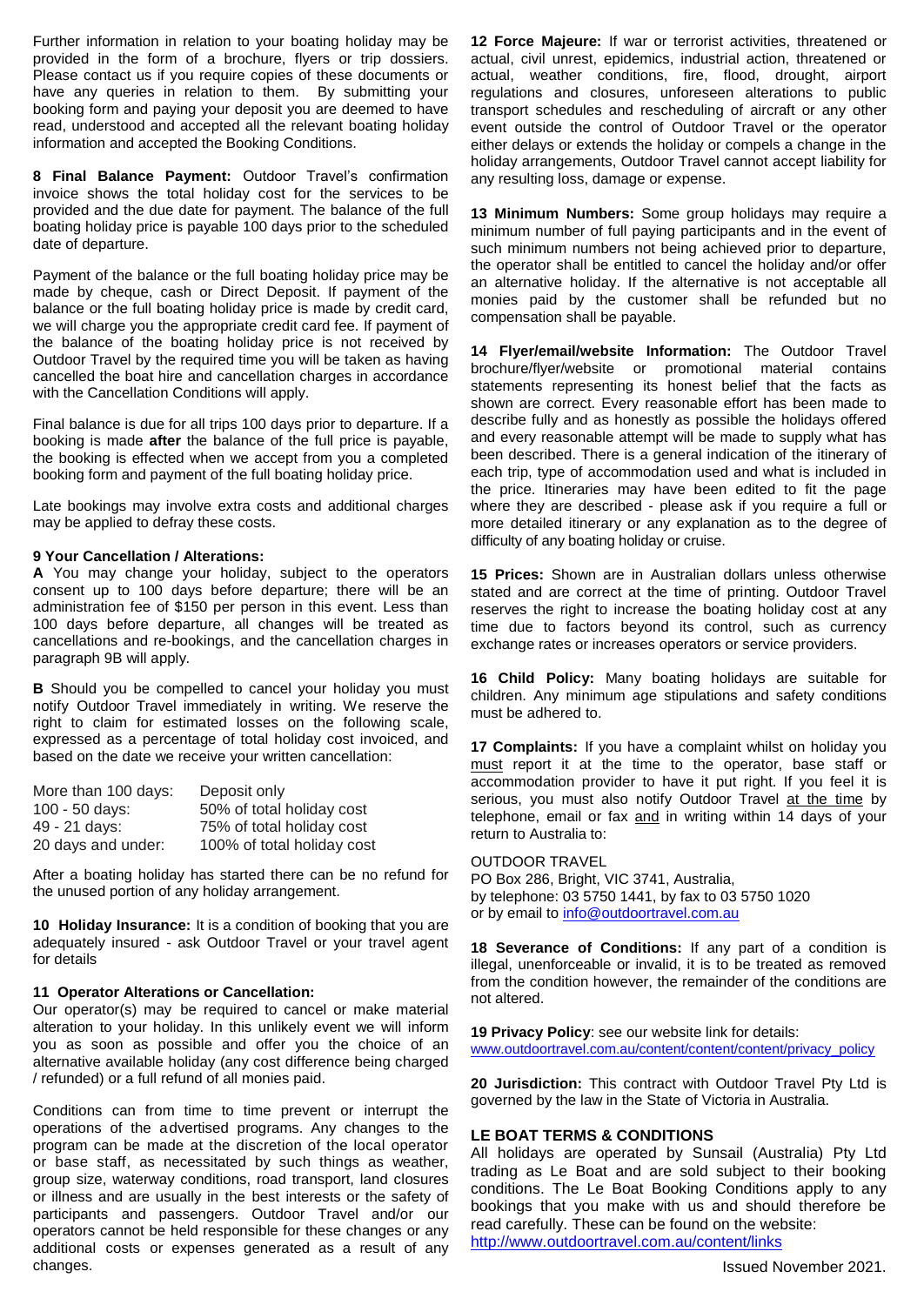Further information in relation to your boating holiday may be provided in the form of a brochure, flyers or trip dossiers. Please contact us if you require copies of these documents or have any queries in relation to them. By submitting your booking form and paying your deposit you are deemed to have read, understood and accepted all the relevant boating holiday information and accepted the Booking Conditions.

**8 Final Balance Payment:** Outdoor Travel's confirmation invoice shows the total holiday cost for the services to be provided and the due date for payment. The balance of the full boating holiday price is payable 100 days prior to the scheduled date of departure.

Payment of the balance or the full boating holiday price may be made by cheque, cash or Direct Deposit. If payment of the balance or the full boating holiday price is made by credit card, we will charge you the appropriate credit card fee. If payment of the balance of the boating holiday price is not received by Outdoor Travel by the required time you will be taken as having cancelled the boat hire and cancellation charges in accordance with the Cancellation Conditions will apply.

Final balance is due for all trips 100 days prior to departure. If a booking is made **after** the balance of the full price is payable, the booking is effected when we accept from you a completed booking form and payment of the full boating holiday price.

Late bookings may involve extra costs and additional charges may be applied to defray these costs.

**9 Your Cancellation / Alterations:**

**A** You may change your holiday, subject to the operators consent up to 100 days before departure; there will be an administration fee of $150 per person in this event. Less than 100 days before departure, all changes will be treated as cancellations and re-bookings, and the cancellation charges in paragraph 9B will apply.

**B** Should you be compelled to cancel your holiday you must notify Outdoor Travel immediately in writing. We reserve the right to claim for estimated losses on the following scale, expressed as a percentage of total holiday cost invoiced, and based on the date we receive your written cancellation:

| | |
|---|---|
| More than 100 days: | Deposit only |
| 100 - 50 days: | 50% of total holiday cost |
| 49 - 21 days: | 75% of total holiday cost |
| 20 days and under: | 100% of total holiday cost |

After a boating holiday has started there can be no refund for the unused portion of any holiday arrangement.

**10 Holiday Insurance:** It is a condition of booking that you are adequately insured - ask Outdoor Travel or your travel agent for details

**11 Operator Alterations or Cancellation:**

Our operator(s) may be required to cancel or make material alteration to your holiday. In this unlikely event we will inform you as soon as possible and offer you the choice of an alternative available holiday (any cost difference being charged / refunded) or a full refund of all monies paid.

Conditions can from time to time prevent or interrupt the operations of the advertised programs. Any changes to the program can be made at the discretion of the local operator or base staff, as necessitated by such things as weather, group size, waterway conditions, road transport, land closures or illness and are usually in the best interests or the safety of participants and passengers. Outdoor Travel and/or our operators cannot be held responsible for these changes or any additional costs or expenses generated as a result of any changes.

**12 Force Majeure:** If war or terrorist activities, threatened or actual, civil unrest, epidemics, industrial action, threatened or actual, weather conditions, fire, flood, drought, airport regulations and closures, unforeseen alterations to public transport schedules and rescheduling of aircraft or any other event outside the control of Outdoor Travel or the operator either delays or extends the holiday or compels a change in the holiday arrangements, Outdoor Travel cannot accept liability for any resulting loss, damage or expense.

**13 Minimum Numbers:** Some group holidays may require a minimum number of full paying participants and in the event of such minimum numbers not being achieved prior to departure, the operator shall be entitled to cancel the holiday and/or offer an alternative holiday. If the alternative is not acceptable all monies paid by the customer shall be refunded but no compensation shall be payable.

**14 Flyer/email/website Information:** The Outdoor Travel brochure/flyer/website or promotional material contains statements representing its honest belief that the facts as shown are correct. Every reasonable effort has been made to describe fully and as honestly as possible the holidays offered and every reasonable attempt will be made to supply what has been described. There is a general indication of the itinerary of each trip, type of accommodation used and what is included in the price. Itineraries may have been edited to fit the page where they are described - please ask if you require a full or more detailed itinerary or any explanation as to the degree of difficulty of any boating holiday or cruise.

**15 Prices:** Shown are in Australian dollars unless otherwise stated and are correct at the time of printing. Outdoor Travel reserves the right to increase the boating holiday cost at any time due to factors beyond its control, such as currency exchange rates or increases operators or service providers.

**16 Child Policy:** Many boating holidays are suitable for children. Any minimum age stipulations and safety conditions must be adhered to.

**17 Complaints:** If you have a complaint whilst on holiday you must report it at the time to the operator, base staff or accommodation provider to have it put right. If you feel it is serious, you must also notify Outdoor Travel at the time by telephone, email or fax and in writing within 14 days of your return to Australia to:

OUTDOOR TRAVEL
PO Box 286, Bright, VIC 3741, Australia,
by telephone: 03 5750 1441, by fax to 03 5750 1020
or by email to info@outdoortravel.com.au

**18 Severance of Conditions:** If any part of a condition is illegal, unenforceable or invalid, it is to be treated as removed from the condition however, the remainder of the conditions are not altered.

**19 Privacy Policy**: see our website link for details:
www.outdoortravel.com.au/content/content/content/privacy_policy

**20 Jurisdiction:** This contract with Outdoor Travel Pty Ltd is governed by the law in the State of Victoria in Australia.

## LE BOAT TERMS & CONDITIONS

All holidays are operated by Sunsail (Australia) Pty Ltd trading as Le Boat and are sold subject to their booking conditions. The Le Boat Booking Conditions apply to any bookings that you make with us and should therefore be read carefully. These can be found on the website:
http://www.outdoortravel.com.au/content/links

Issued November 2021.